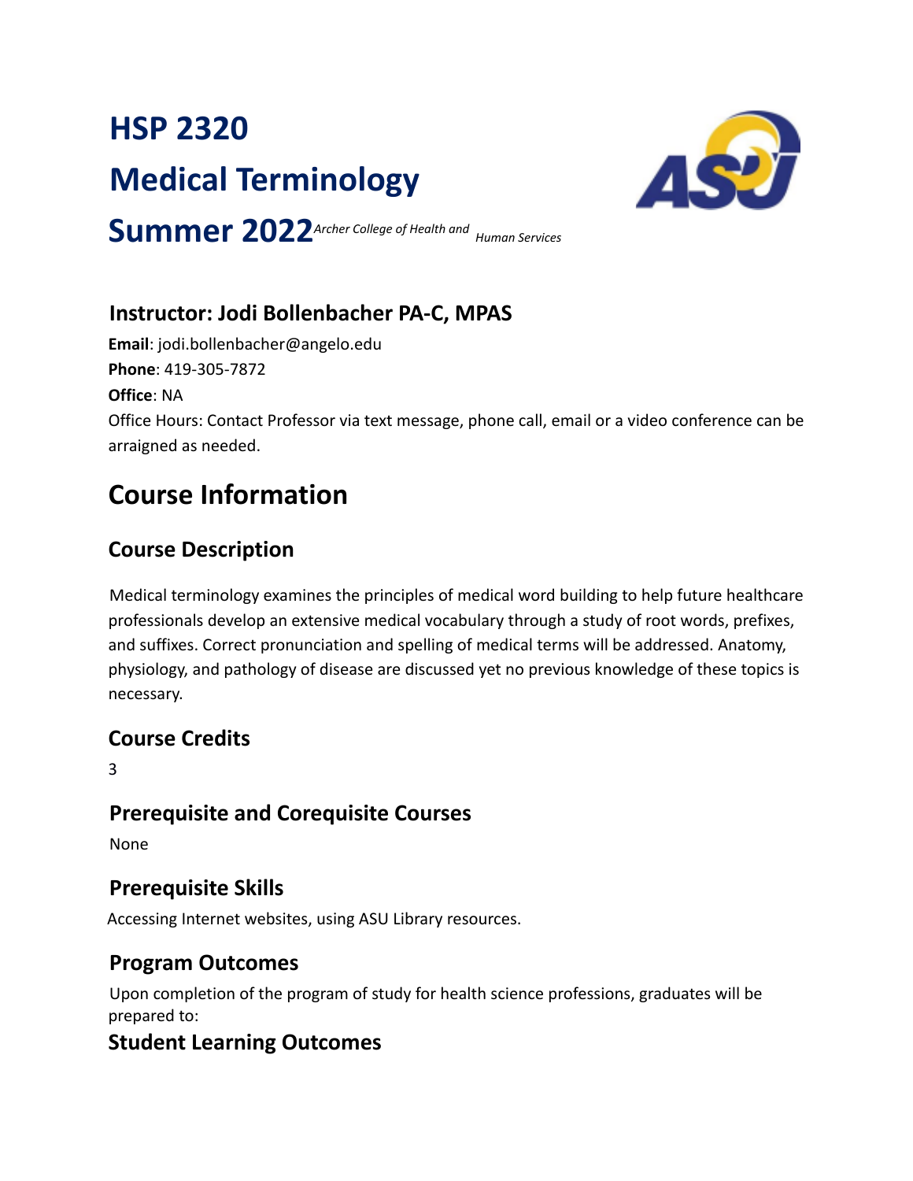# HSP 2320

# Medical Terminology

# Summer 2022

*Archer College of Health and Human Services*

### Instructor: Jodi Bollenbacher PA-C, MPAS

**Email**: jodi.bollenbacher@angelo.edu
**Phone**: 419-305-7872
**Office**: NA
Office Hours: Contact Professor via text message, phone call, email or a video conference can be arraigned as needed.

## Course Information

### Course Description

Medical terminology examines the principles of medical word building to help future healthcare professionals develop an extensive medical vocabulary through a study of root words, prefixes, and suffixes. Correct pronunciation and spelling of medical terms will be addressed. Anatomy, physiology, and pathology of disease are discussed yet no previous knowledge of these topics is necessary.

### Course Credits

3

### Prerequisite and Corequisite Courses

None

### Prerequisite Skills

Accessing Internet websites, using ASU Library resources.

### Program Outcomes

Upon completion of the program of study for health science professions, graduates will be prepared to:

### Student Learning Outcomes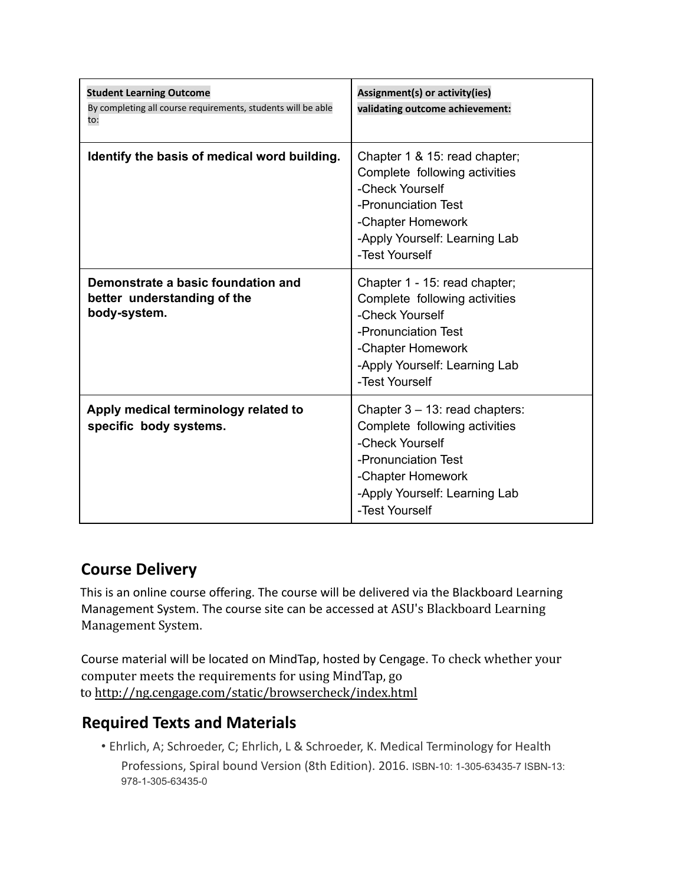| **Student Learning Outcome** By completing all course requirements, students will be able to: | **Assignment(s) or activity(ies) validating outcome achievement:** |
|---|---|
| **Identify the basis of medical word building.** | Chapter 1 & 15: read chapter; Complete following activities<br>-Check Yourself<br>-Pronunciation Test<br>-Chapter Homework<br>-Apply Yourself: Learning Lab<br>-Test Yourself |
| **Demonstrate a basic foundation and better understanding of the body-system.** | Chapter 1 - 15: read chapter; Complete following activities<br>-Check Yourself<br>-Pronunciation Test<br>-Chapter Homework<br>-Apply Yourself: Learning Lab<br>-Test Yourself |
| **Apply medical terminology related to specific body systems.** | Chapter 3 – 13: read chapters: Complete following activities<br>-Check Yourself<br>-Pronunciation Test<br>-Chapter Homework<br>-Apply Yourself: Learning Lab<br>-Test Yourself |

## Course Delivery

This is an online course offering. The course will be delivered via the Blackboard Learning Management System. The course site can be accessed at ASU's Blackboard Learning Management System.

Course material will be located on MindTap, hosted by Cengage. To check whether your computer meets the requirements for using MindTap, go to http://ng.cengage.com/static/browsercheck/index.html

## Required Texts and Materials

- Ehrlich, A; Schroeder, C; Ehrlich, L & Schroeder, K. Medical Terminology for Health Professions, Spiral bound Version (8th Edition). 2016. ISBN-10: 1-305-63435-7 ISBN-13: 978-1-305-63435-0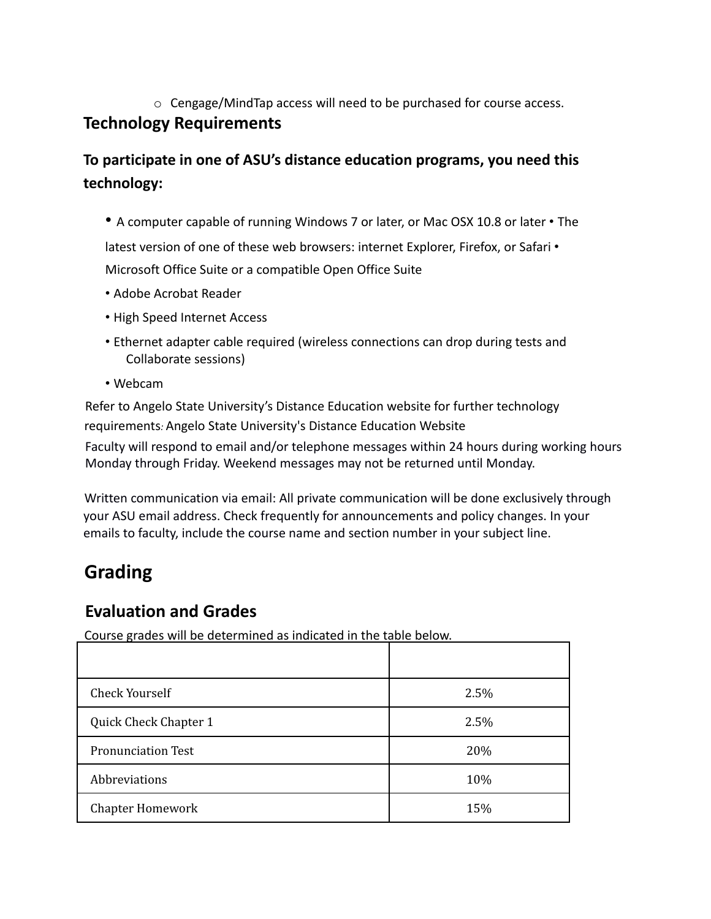- Cengage/MindTap access will need to be purchased for course access.

## Technology Requirements

### To participate in one of ASU's distance education programs, you need this technology:

- A computer capable of running Windows 7 or later, or Mac OSX 10.8 or later • The latest version of one of these web browsers: internet Explorer, Firefox, or Safari • Microsoft Office Suite or a compatible Open Office Suite
- Adobe Acrobat Reader
- High Speed Internet Access
- Ethernet adapter cable required (wireless connections can drop during tests and Collaborate sessions)
- Webcam

Refer to Angelo State University's Distance Education website for further technology requirements: Angelo State University's Distance Education Website

Faculty will respond to email and/or telephone messages within 24 hours during working hours Monday through Friday. Weekend messages may not be returned until Monday.

Written communication via email: All private communication will be done exclusively through your ASU email address. Check frequently for announcements and policy changes. In your emails to faculty, include the course name and section number in your subject line.

# Grading

## Evaluation and Grades

Course grades will be determined as indicated in the table below.

| | |
|---|---|
| Check Yourself | 2.5% |
| Quick Check Chapter 1 | 2.5% |
| Pronunciation Test | 20% |
| Abbreviations | 10% |
| Chapter Homework | 15% |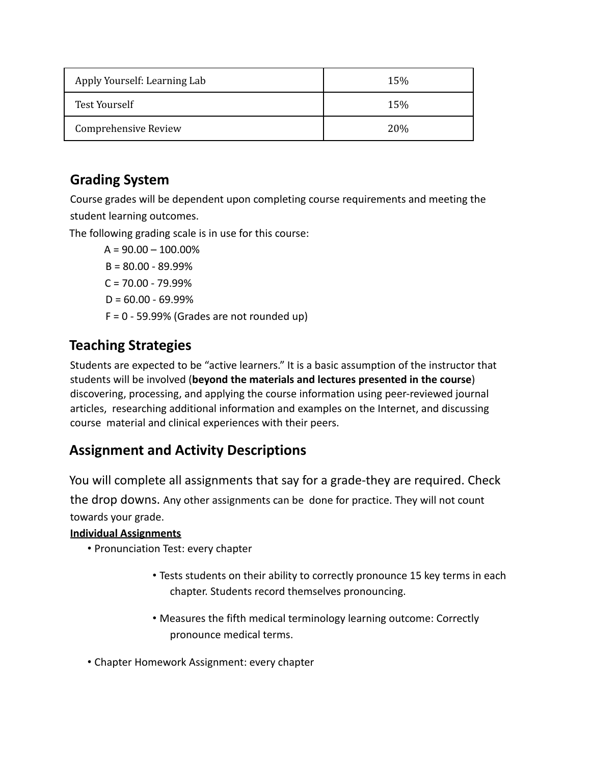| Apply Yourself: Learning Lab | 15% |
|---|---|
| Test Yourself | 15% |
| Comprehensive Review | 20% |

## Grading System

Course grades will be dependent upon completing course requirements and meeting the student learning outcomes.

The following grading scale is in use for this course:

A = 90.00 – 100.00%
B = 80.00 - 89.99%
C = 70.00 - 79.99%
D = 60.00 - 69.99%
F = 0 - 59.99% (Grades are not rounded up)

## Teaching Strategies

Students are expected to be "active learners." It is a basic assumption of the instructor that students will be involved (**beyond the materials and lectures presented in the course**) discovering, processing, and applying the course information using peer-reviewed journal articles, researching additional information and examples on the Internet, and discussing course material and clinical experiences with their peers.

## Assignment and Activity Descriptions

You will complete all assignments that say for a grade-they are required. Check the drop downs. Any other assignments can be done for practice. They will not count towards your grade.

**Individual Assignments**

- Pronunciation Test: every chapter
    - Tests students on their ability to correctly pronounce 15 key terms in each chapter. Students record themselves pronouncing.
    - Measures the fifth medical terminology learning outcome: Correctly pronounce medical terms.
- Chapter Homework Assignment: every chapter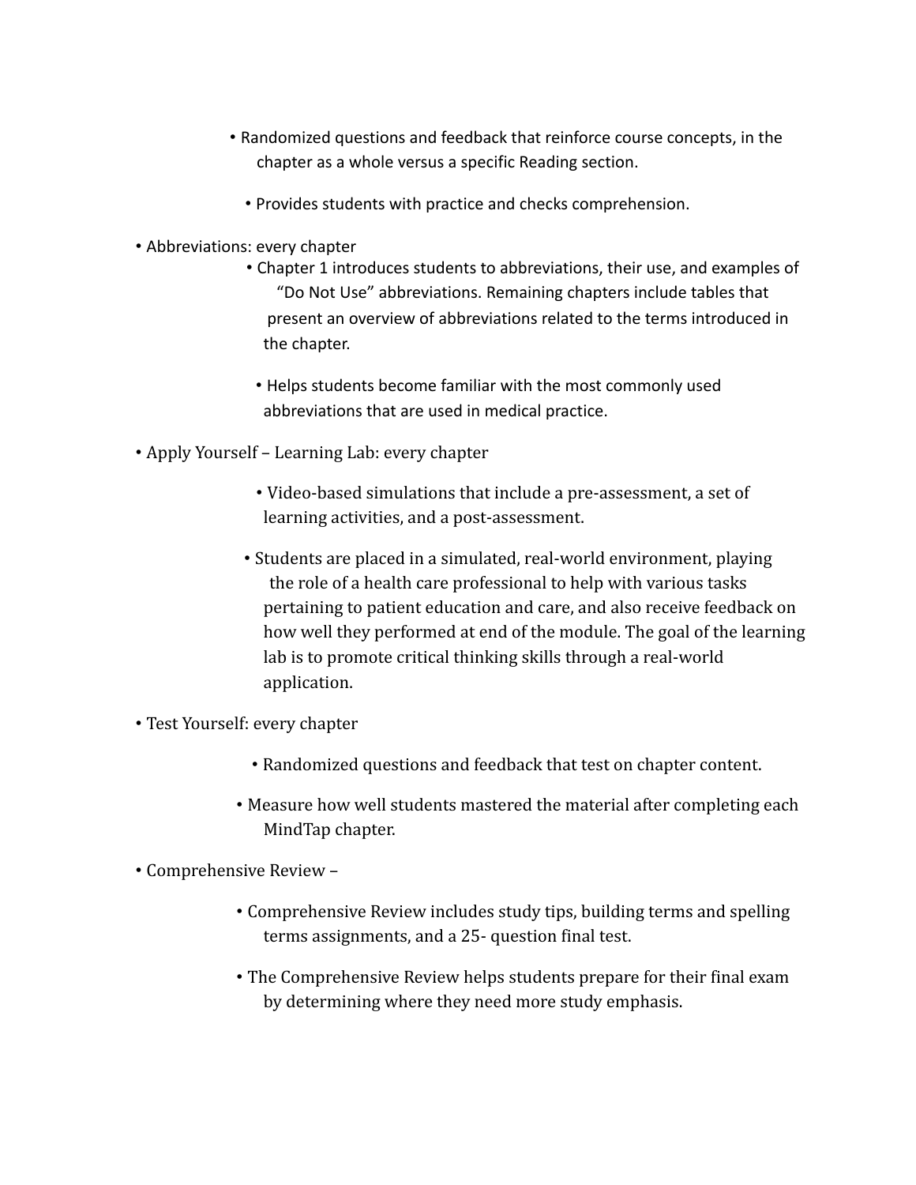- Randomized questions and feedback that reinforce course concepts, in the chapter as a whole versus a specific Reading section.
  - Provides students with practice and checks comprehension.

- Abbreviations: every chapter
  - Chapter 1 introduces students to abbreviations, their use, and examples of "Do Not Use" abbreviations. Remaining chapters include tables that present an overview of abbreviations related to the terms introduced in the chapter.
  - Helps students become familiar with the most commonly used abbreviations that are used in medical practice.

- Apply Yourself – Learning Lab: every chapter
  - Video-based simulations that include a pre-assessment, a set of learning activities, and a post-assessment.
  - Students are placed in a simulated, real-world environment, playing the role of a health care professional to help with various tasks pertaining to patient education and care, and also receive feedback on how well they performed at end of the module. The goal of the learning lab is to promote critical thinking skills through a real-world application.

- Test Yourself: every chapter
  - Randomized questions and feedback that test on chapter content.
  - Measure how well students mastered the material after completing each MindTap chapter.

- Comprehensive Review –
  - Comprehensive Review includes study tips, building terms and spelling terms assignments, and a 25- question final test.
  - The Comprehensive Review helps students prepare for their final exam by determining where they need more study emphasis.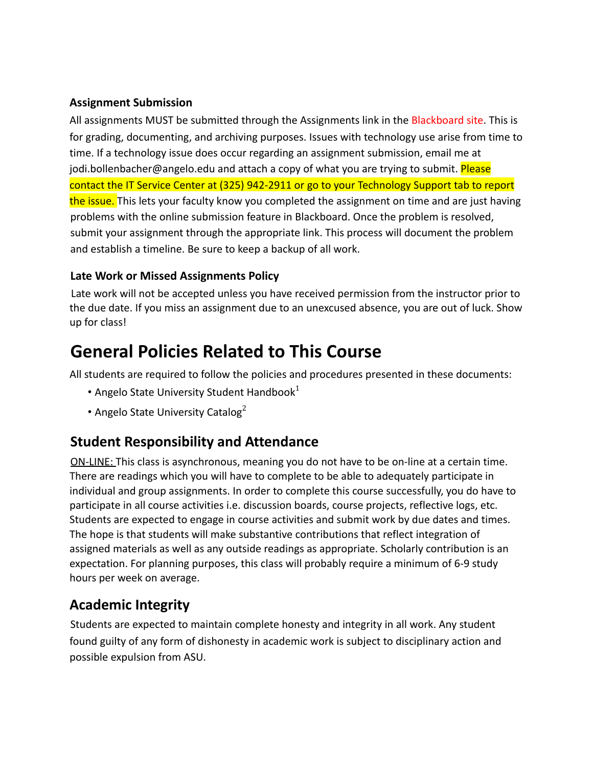### Assignment Submission

All assignments MUST be submitted through the Assignments link in the Blackboard site. This is for grading, documenting, and archiving purposes. Issues with technology use arise from time to time. If a technology issue does occur regarding an assignment submission, email me at jodi.bollenbacher@angelo.edu and attach a copy of what you are trying to submit. Please contact the IT Service Center at (325) 942-2911 or go to your Technology Support tab to report the issue. This lets your faculty know you completed the assignment on time and are just having problems with the online submission feature in Blackboard. Once the problem is resolved, submit your assignment through the appropriate link. This process will document the problem and establish a timeline. Be sure to keep a backup of all work.

### Late Work or Missed Assignments Policy

Late work will not be accepted unless you have received permission from the instructor prior to the due date. If you miss an assignment due to an unexcused absence, you are out of luck. Show up for class!

# General Policies Related to This Course

All students are required to follow the policies and procedures presented in these documents:

- Angelo State University Student Handbook[1]
- Angelo State University Catalog[2]

## Student Responsibility and Attendance

ON-LINE: This class is asynchronous, meaning you do not have to be on-line at a certain time. There are readings which you will have to complete to be able to adequately participate in individual and group assignments. In order to complete this course successfully, you do have to participate in all course activities i.e. discussion boards, course projects, reflective logs, etc. Students are expected to engage in course activities and submit work by due dates and times. The hope is that students will make substantive contributions that reflect integration of assigned materials as well as any outside readings as appropriate. Scholarly contribution is an expectation. For planning purposes, this class will probably require a minimum of 6-9 study hours per week on average.

## Academic Integrity

Students are expected to maintain complete honesty and integrity in all work. Any student found guilty of any form of dishonesty in academic work is subject to disciplinary action and possible expulsion from ASU.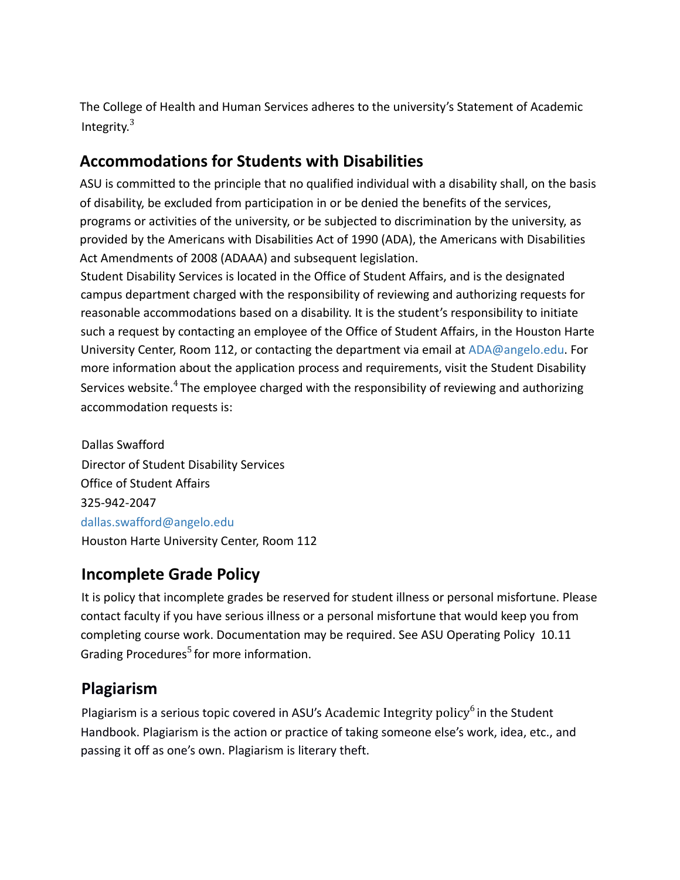The College of Health and Human Services adheres to the university's Statement of Academic Integrity.[3]

## Accommodations for Students with Disabilities

ASU is committed to the principle that no qualified individual with a disability shall, on the basis of disability, be excluded from participation in or be denied the benefits of the services, programs or activities of the university, or be subjected to discrimination by the university, as provided by the Americans with Disabilities Act of 1990 (ADA), the Americans with Disabilities Act Amendments of 2008 (ADAAA) and subsequent legislation.

Student Disability Services is located in the Office of Student Affairs, and is the designated campus department charged with the responsibility of reviewing and authorizing requests for reasonable accommodations based on a disability. It is the student's responsibility to initiate such a request by contacting an employee of the Office of Student Affairs, in the Houston Harte University Center, Room 112, or contacting the department via email at ADA@angelo.edu. For more information about the application process and requirements, visit the Student Disability Services website.[4] The employee charged with the responsibility of reviewing and authorizing accommodation requests is:

Dallas Swafford
Director of Student Disability Services
Office of Student Affairs
325-942-2047
dallas.swafford@angelo.edu
Houston Harte University Center, Room 112

## Incomplete Grade Policy

It is policy that incomplete grades be reserved for student illness or personal misfortune. Please contact faculty if you have serious illness or a personal misfortune that would keep you from completing course work. Documentation may be required. See ASU Operating Policy 10.11 Grading Procedures[5] for more information.

## Plagiarism

Plagiarism is a serious topic covered in ASU's Academic Integrity policy[6] in the Student Handbook. Plagiarism is the action or practice of taking someone else's work, idea, etc., and passing it off as one's own. Plagiarism is literary theft.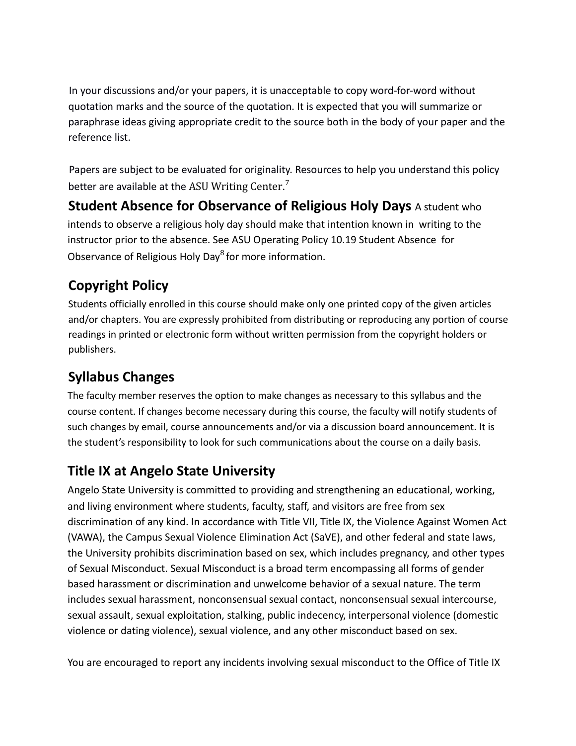In your discussions and/or your papers, it is unacceptable to copy word-for-word without quotation marks and the source of the quotation. It is expected that you will summarize or paraphrase ideas giving appropriate credit to the source both in the body of your paper and the reference list.

Papers are subject to be evaluated for originality. Resources to help you understand this policy better are available at the ASU Writing Center.[7]

## Student Absence for Observance of Religious Holy Days

A student who intends to observe a religious holy day should make that intention known in writing to the instructor prior to the absence. See ASU Operating Policy 10.19 Student Absence for Observance of Religious Holy Day[8] for more information.

## Copyright Policy

Students officially enrolled in this course should make only one printed copy of the given articles and/or chapters. You are expressly prohibited from distributing or reproducing any portion of course readings in printed or electronic form without written permission from the copyright holders or publishers.

## Syllabus Changes

The faculty member reserves the option to make changes as necessary to this syllabus and the course content. If changes become necessary during this course, the faculty will notify students of such changes by email, course announcements and/or via a discussion board announcement. It is the student's responsibility to look for such communications about the course on a daily basis.

## Title IX at Angelo State University

Angelo State University is committed to providing and strengthening an educational, working, and living environment where students, faculty, staff, and visitors are free from sex discrimination of any kind. In accordance with Title VII, Title IX, the Violence Against Women Act (VAWA), the Campus Sexual Violence Elimination Act (SaVE), and other federal and state laws, the University prohibits discrimination based on sex, which includes pregnancy, and other types of Sexual Misconduct. Sexual Misconduct is a broad term encompassing all forms of gender based harassment or discrimination and unwelcome behavior of a sexual nature. The term includes sexual harassment, nonconsensual sexual contact, nonconsensual sexual intercourse, sexual assault, sexual exploitation, stalking, public indecency, interpersonal violence (domestic violence or dating violence), sexual violence, and any other misconduct based on sex.

You are encouraged to report any incidents involving sexual misconduct to the Office of Title IX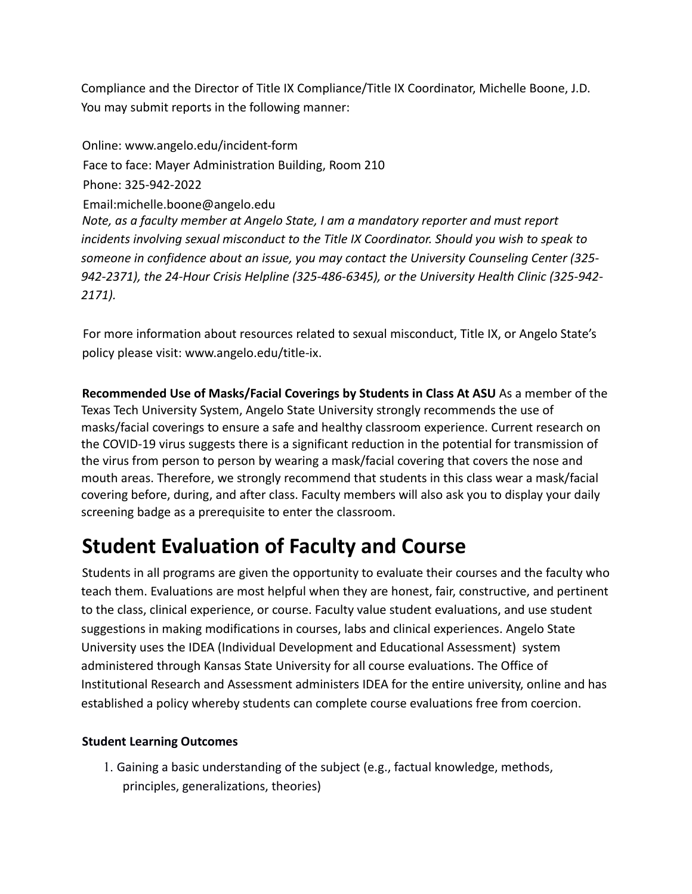Compliance and the Director of Title IX Compliance/Title IX Coordinator, Michelle Boone, J.D. You may submit reports in the following manner:

Online: www.angelo.edu/incident-form
Face to face: Mayer Administration Building, Room 210
Phone: 325-942-2022
Email:michelle.boone@angelo.edu
*Note, as a faculty member at Angelo State, I am a mandatory reporter and must report incidents involving sexual misconduct to the Title IX Coordinator. Should you wish to speak to someone in confidence about an issue, you may contact the University Counseling Center (325-942-2371), the 24-Hour Crisis Helpline (325-486-6345), or the University Health Clinic (325-942-2171).*

For more information about resources related to sexual misconduct, Title IX, or Angelo State's policy please visit: www.angelo.edu/title-ix.

**Recommended Use of Masks/Facial Coverings by Students in Class At ASU** As a member of the Texas Tech University System, Angelo State University strongly recommends the use of masks/facial coverings to ensure a safe and healthy classroom experience. Current research on the COVID-19 virus suggests there is a significant reduction in the potential for transmission of the virus from person to person by wearing a mask/facial covering that covers the nose and mouth areas. Therefore, we strongly recommend that students in this class wear a mask/facial covering before, during, and after class. Faculty members will also ask you to display your daily screening badge as a prerequisite to enter the classroom.

# Student Evaluation of Faculty and Course

Students in all programs are given the opportunity to evaluate their courses and the faculty who teach them. Evaluations are most helpful when they are honest, fair, constructive, and pertinent to the class, clinical experience, or course. Faculty value student evaluations, and use student suggestions in making modifications in courses, labs and clinical experiences. Angelo State University uses the IDEA (Individual Development and Educational Assessment) system administered through Kansas State University for all course evaluations. The Office of Institutional Research and Assessment administers IDEA for the entire university, online and has established a policy whereby students can complete course evaluations free from coercion.

**Student Learning Outcomes**

1. Gaining a basic understanding of the subject (e.g., factual knowledge, methods, principles, generalizations, theories)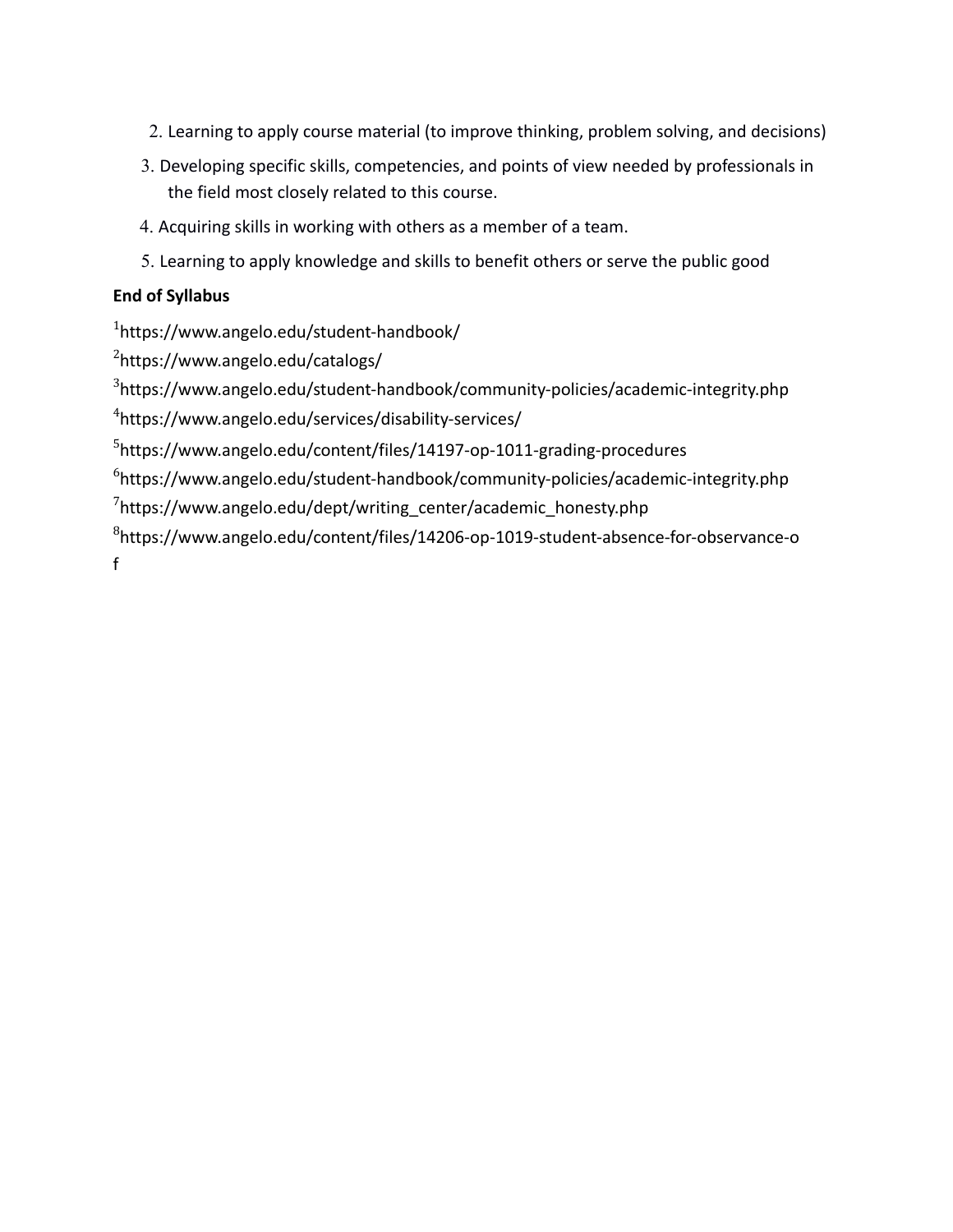2. Learning to apply course material (to improve thinking, problem solving, and decisions)
3. Developing specific skills, competencies, and points of view needed by professionals in the field most closely related to this course.
4. Acquiring skills in working with others as a member of a team.
5. Learning to apply knowledge and skills to benefit others or serve the public good

**End of Syllabus**

[1]https://www.angelo.edu/student-handbook/

[2]https://www.angelo.edu/catalogs/

[3]https://www.angelo.edu/student-handbook/community-policies/academic-integrity.php

[4]https://www.angelo.edu/services/disability-services/

[5]https://www.angelo.edu/content/files/14197-op-1011-grading-procedures

[6]https://www.angelo.edu/student-handbook/community-policies/academic-integrity.php

[7]https://www.angelo.edu/dept/writing_center/academic_honesty.php

[8]https://www.angelo.edu/content/files/14206-op-1019-student-absence-for-observance-of